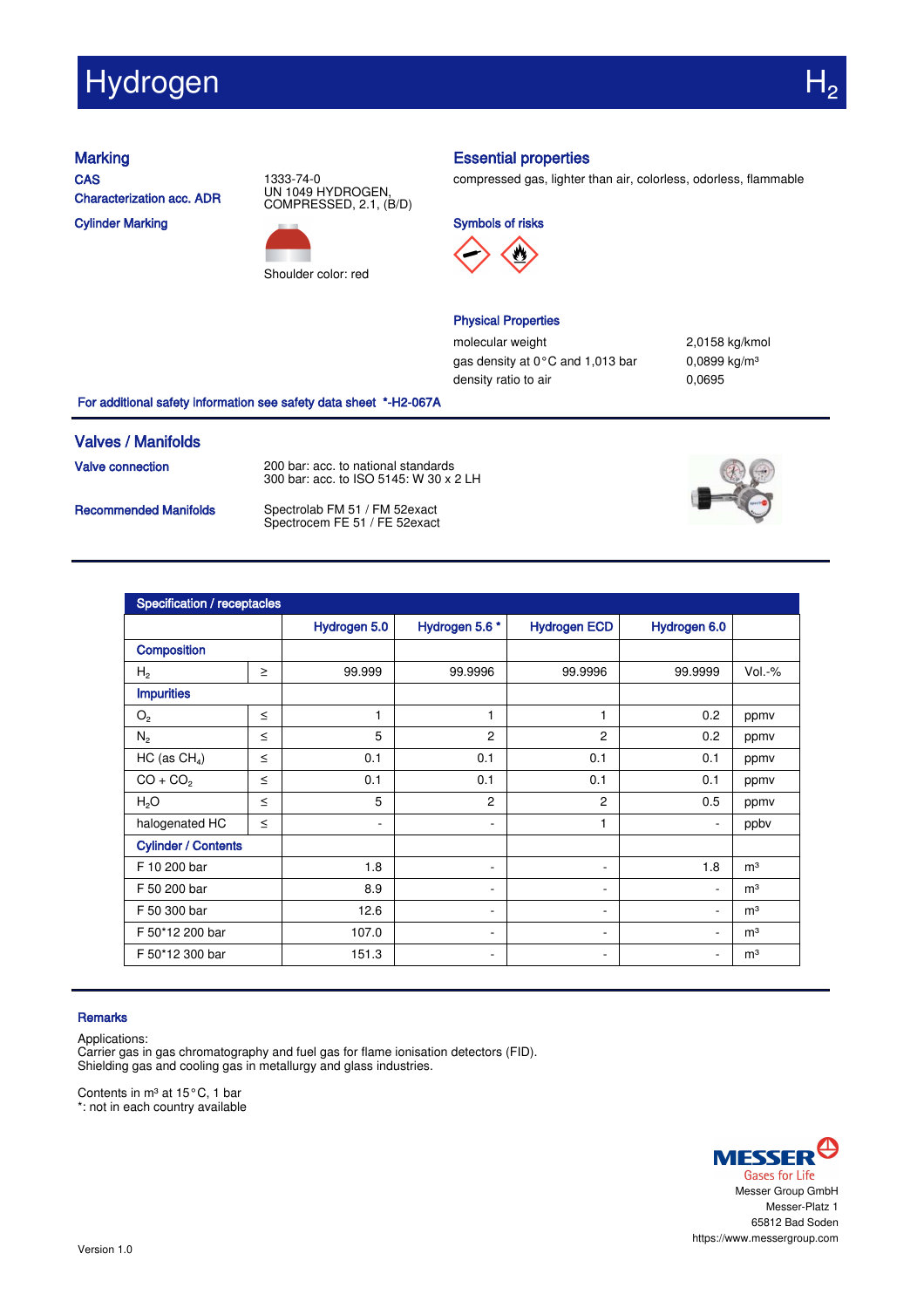# Hydrogen $H_2$

## Marking

**CAS** 1333-74-0

**Characterization acc. ADR** UN 1049 HYDROGEN, COMPRESSED, 2.1, (B/D)

**Cylinder Marking**

Shoulder color: red

## Essential properties

compressed gas, lighter than air, colorless, odorless, flammable

### Symbols of risks

### Physical Properties

| | |
|---|---|
| molecular weight | 2,0158 kg/kmol |
| gas density at 0 °C and 1,013 bar | 0,0899 kg/m³ |
| density ratio to air | 0,0695 |

**For additional safety information see safety data sheet *-H2-067A**

## Valves / Manifolds

**Valve connection**

200 bar: acc. to national standards
300 bar: acc. to ISO 5145: W 30 x 2 LH

**Recommended Manifolds**

Spectrolab FM 51 / FM 52exact
Spectrocem FE 51 / FE 52exact

## Specification / receptacles

| | | Hydrogen 5.0 | Hydrogen 5.6 * | Hydrogen ECD | Hydrogen 6.0 | |
|---|---|---|---|---|---|---|
| **Composition** | | | | | | |
| $H_2$ | ≥ | 99.999 | 99.9996 | 99.9996 | 99.9999 | Vol.-% |
| **Impurities** | | | | | | |
| $O_2$ | ≤ | 1 | 1 | 1 | 0.2 | ppmv |
| $N_2$ | ≤ | 5 | 2 | 2 | 0.2 | ppmv |
| HC (as $CH_4$) | ≤ | 0.1 | 0.1 | 0.1 | 0.1 | ppmv |
| $CO + CO_2$ | ≤ | 0.1 | 0.1 | 0.1 | 0.1 | ppmv |
| $H_2O$ | ≤ | 5 | 2 | 2 | 0.5 | ppmv |
| halogenated HC | ≤ | - | - | 1 | - | ppbv |
| **Cylinder / Contents** | | | | | | |
| F 10 200 bar | | 1.8 | - | - | 1.8 | m³ |
| F 50 200 bar | | 8.9 | - | - | - | m³ |
| F 50 300 bar | | 12.6 | - | - | - | m³ |
| F 50*12 200 bar | | 107.0 | - | - | - | m³ |
| F 50*12 300 bar | | 151.3 | - | - | - | m³ |

### Remarks

Applications:
Carrier gas in gas chromatography and fuel gas for flame ionisation detectors (FID).
Shielding gas and cooling gas in metallurgy and glass industries.

Contents in m³ at 15 °C, 1 bar
*: not in each country available

MESSER
Gases for Life
Messer Group GmbH
Messer-Platz 1
65812 Bad Soden
https://www.messergroup.com

Version 1.0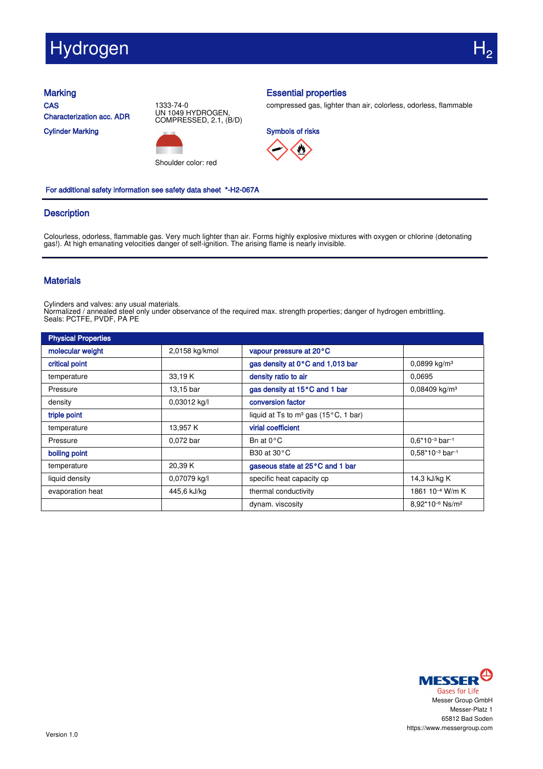# Hydrogen

$H_2$

## Marking

**CAS** 1333-74-0

**Characterization acc. ADR** UN 1049 HYDROGEN, COMPRESSED, 2.1, (B/D)

**Cylinder Marking**

Shoulder color: red

## Essential properties

compressed gas, lighter than air, colorless, odorless, flammable

**Symbols of risks**

**For additional safety information see safety data sheet *-H2-067A**

## Description

Colourless, odorless, flammable gas. Very much lighter than air. Forms highly explosive mixtures with oxygen or chlorine (detonating gas!). At high emanating velocities danger of self-ignition. The arising flame is nearly invisible.

## Materials

Cylinders and valves: any usual materials.
Normalized / annealed steel only under observance of the required max. strength properties; danger of hydrogen embrittling.
Seals: PCTFE, PVDF, PA PE

| Physical Properties | | | |
|---|---|---|---|
| **molecular weight** | 2,0158 kg/kmol | **vapour pressure at 20°C** | |
| **critical point** | | **gas density at 0°C and 1,013 bar** | 0,0899 kg/m³ |
| temperature | 33,19 K | **density ratio to air** | 0,0695 |
| Pressure | 13,15 bar | **gas density at 15°C and 1 bar** | 0,08409 kg/m³ |
| density | 0,03012 kg/l | **conversion factor** | |
| **triple point** | | liquid at Ts to m³ gas (15°C, 1 bar) | |
| temperature | 13,957 K | **virial coefficient** | |
| Pressure | 0,072 bar | Bn at 0°C | $0{,}6 \cdot 10^{-3}$ bar$^{-1}$ |
| **boiling point** | | B30 at 30°C | $0{,}58 \cdot 10^{-3}$ bar$^{-1}$ |
| temperature | 20,39 K | **gaseous state at 25°C and 1 bar** | |
| liquid density | 0,07079 kg/l | specific heat capacity cp | 14,3 kJ/kg K |
| evaporation heat | 445,6 kJ/kg | thermal conductivity | 1861 $10^{-4}$ W/m K |
| | | dynam. viscosity | $8{,}92 \cdot 10^{-6}$ Ns/m² |

MESSER
Gases for Life
Messer Group GmbH
Messer-Platz 1
65812 Bad Soden
https://www.messergroup.com

Version 1.0